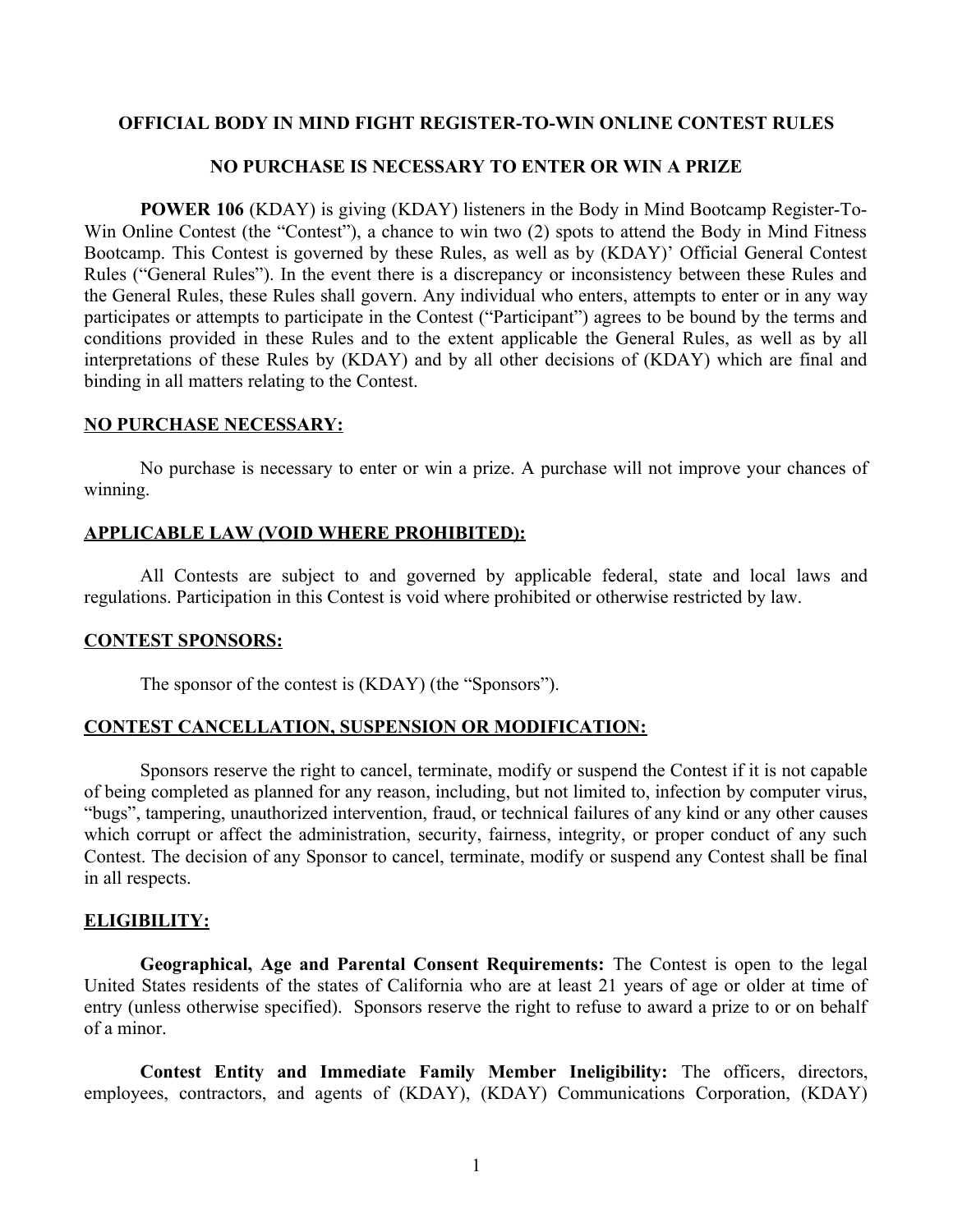**OFFICIAL BODY IN MIND FIGHT REGISTER-TO-WIN ONLINE CONTEST RULES**

**NO PURCHASE IS NECESSARY TO ENTER OR WIN A PRIZE**

**POWER 106** (KDAY) is giving (KDAY) listeners in the Body in Mind Bootcamp Register-To-Win Online Contest (the "Contest"), a chance to win two (2) spots to attend the Body in Mind Fitness Bootcamp. This Contest is governed by these Rules, as well as by (KDAY)' Official General Contest Rules ("General Rules"). In the event there is a discrepancy or inconsistency between these Rules and the General Rules, these Rules shall govern. Any individual who enters, attempts to enter or in any way participates or attempts to participate in the Contest ("Participant") agrees to be bound by the terms and conditions provided in these Rules and to the extent applicable the General Rules, as well as by all interpretations of these Rules by (KDAY) and by all other decisions of (KDAY) which are final and binding in all matters relating to the Contest.

## NO PURCHASE NECESSARY:

No purchase is necessary to enter or win a prize. A purchase will not improve your chances of winning.

## APPLICABLE LAW (VOID WHERE PROHIBITED):

All Contests are subject to and governed by applicable federal, state and local laws and regulations. Participation in this Contest is void where prohibited or otherwise restricted by law.

## CONTEST SPONSORS:

The sponsor of the contest is (KDAY) (the "Sponsors").

## CONTEST CANCELLATION, SUSPENSION OR MODIFICATION:

Sponsors reserve the right to cancel, terminate, modify or suspend the Contest if it is not capable of being completed as planned for any reason, including, but not limited to, infection by computer virus, "bugs", tampering, unauthorized intervention, fraud, or technical failures of any kind or any other causes which corrupt or affect the administration, security, fairness, integrity, or proper conduct of any such Contest. The decision of any Sponsor to cancel, terminate, modify or suspend any Contest shall be final in all respects.

## ELIGIBILITY:

**Geographical, Age and Parental Consent Requirements:** The Contest is open to the legal United States residents of the states of California who are at least 21 years of age or older at time of entry (unless otherwise specified). Sponsors reserve the right to refuse to award a prize to or on behalf of a minor.

**Contest Entity and Immediate Family Member Ineligibility:** The officers, directors, employees, contractors, and agents of (KDAY), (KDAY) Communications Corporation, (KDAY)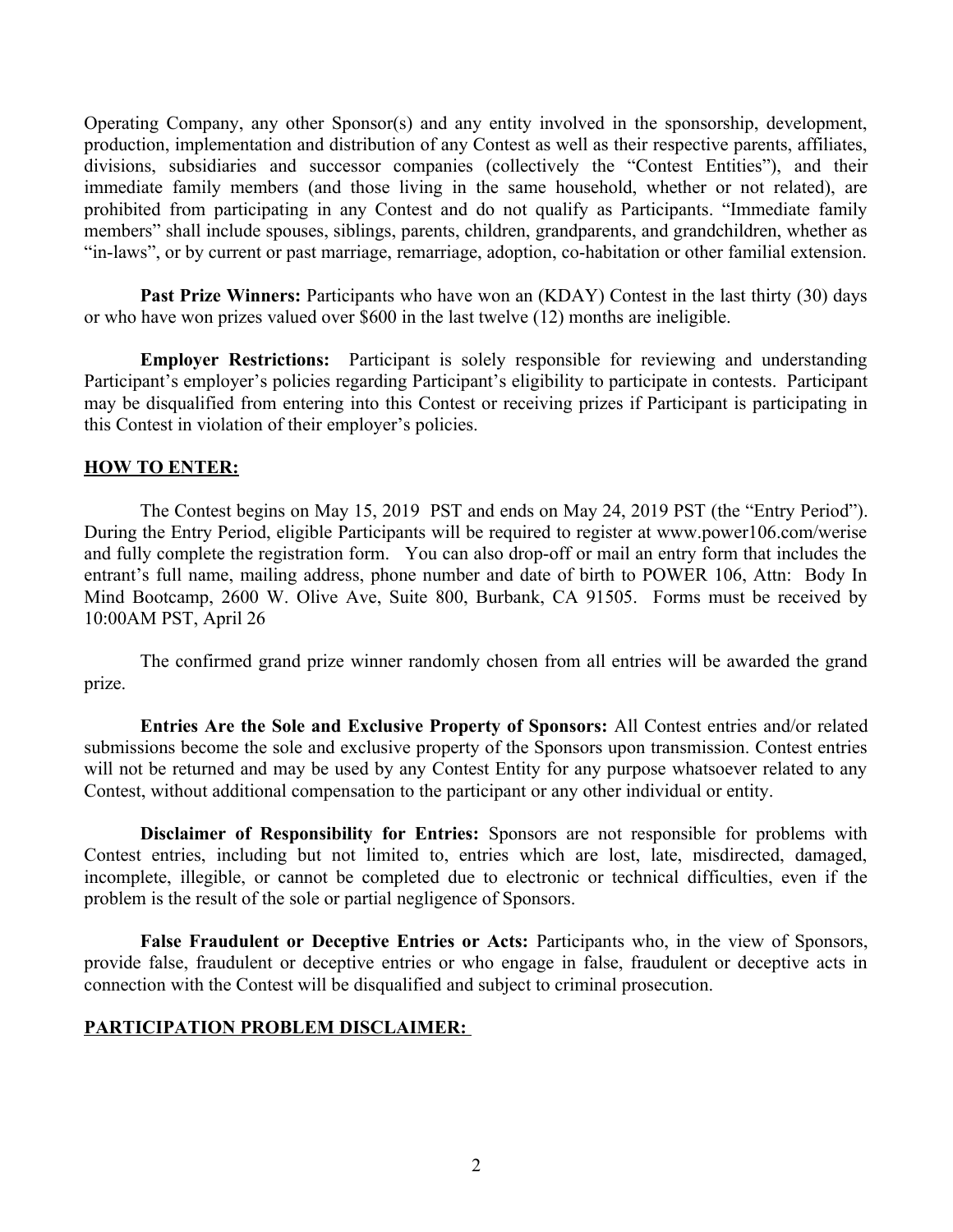Operating Company, any other Sponsor(s) and any entity involved in the sponsorship, development, production, implementation and distribution of any Contest as well as their respective parents, affiliates, divisions, subsidiaries and successor companies (collectively the "Contest Entities"), and their immediate family members (and those living in the same household, whether or not related), are prohibited from participating in any Contest and do not qualify as Participants. "Immediate family members" shall include spouses, siblings, parents, children, grandparents, and grandchildren, whether as "in-laws", or by current or past marriage, remarriage, adoption, co-habitation or other familial extension.

**Past Prize Winners:** Participants who have won an (KDAY) Contest in the last thirty (30) days or who have won prizes valued over $600 in the last twelve (12) months are ineligible.

**Employer Restrictions:** Participant is solely responsible for reviewing and understanding Participant's employer's policies regarding Participant's eligibility to participate in contests. Participant may be disqualified from entering into this Contest or receiving prizes if Participant is participating in this Contest in violation of their employer's policies.

**HOW TO ENTER:**

The Contest begins on May 15, 2019 PST and ends on May 24, 2019 PST (the "Entry Period"). During the Entry Period, eligible Participants will be required to register at www.power106.com/werise and fully complete the registration form. You can also drop-off or mail an entry form that includes the entrant's full name, mailing address, phone number and date of birth to POWER 106, Attn: Body In Mind Bootcamp, 2600 W. Olive Ave, Suite 800, Burbank, CA 91505. Forms must be received by 10:00AM PST, April 26

The confirmed grand prize winner randomly chosen from all entries will be awarded the grand prize.

**Entries Are the Sole and Exclusive Property of Sponsors:** All Contest entries and/or related submissions become the sole and exclusive property of the Sponsors upon transmission. Contest entries will not be returned and may be used by any Contest Entity for any purpose whatsoever related to any Contest, without additional compensation to the participant or any other individual or entity.

**Disclaimer of Responsibility for Entries:** Sponsors are not responsible for problems with Contest entries, including but not limited to, entries which are lost, late, misdirected, damaged, incomplete, illegible, or cannot be completed due to electronic or technical difficulties, even if the problem is the result of the sole or partial negligence of Sponsors.

**False Fraudulent or Deceptive Entries or Acts:** Participants who, in the view of Sponsors, provide false, fraudulent or deceptive entries or who engage in false, fraudulent or deceptive acts in connection with the Contest will be disqualified and subject to criminal prosecution.

**PARTICIPATION PROBLEM DISCLAIMER:**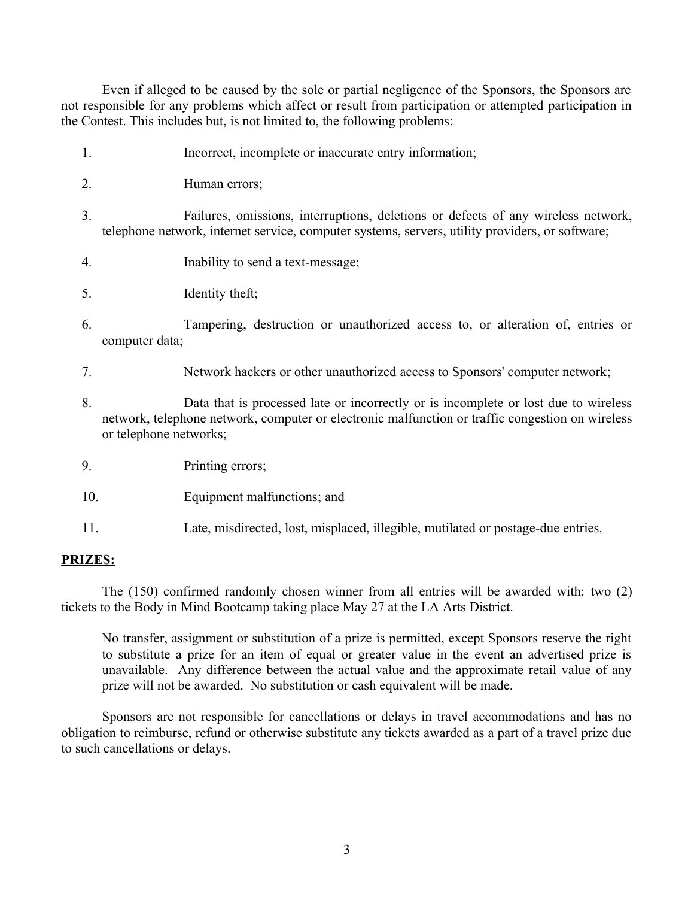Even if alleged to be caused by the sole or partial negligence of the Sponsors, the Sponsors are not responsible for any problems which affect or result from participation or attempted participation in the Contest. This includes but, is not limited to, the following problems:

1. Incorrect, incomplete or inaccurate entry information;

2. Human errors;

3. Failures, omissions, interruptions, deletions or defects of any wireless network, telephone network, internet service, computer systems, servers, utility providers, or software;

4. Inability to send a text-message;

5. Identity theft;

6. Tampering, destruction or unauthorized access to, or alteration of, entries or computer data;

7. Network hackers or other unauthorized access to Sponsors' computer network;

8. Data that is processed late or incorrectly or is incomplete or lost due to wireless network, telephone network, computer or electronic malfunction or traffic congestion on wireless or telephone networks;

9. Printing errors;

10. Equipment malfunctions; and

11. Late, misdirected, lost, misplaced, illegible, mutilated or postage-due entries.

**PRIZES:**

The (150) confirmed randomly chosen winner from all entries will be awarded with: two (2) tickets to the Body in Mind Bootcamp taking place May 27 at the LA Arts District.

No transfer, assignment or substitution of a prize is permitted, except Sponsors reserve the right to substitute a prize for an item of equal or greater value in the event an advertised prize is unavailable. Any difference between the actual value and the approximate retail value of any prize will not be awarded. No substitution or cash equivalent will be made.

Sponsors are not responsible for cancellations or delays in travel accommodations and has no obligation to reimburse, refund or otherwise substitute any tickets awarded as a part of a travel prize due to such cancellations or delays.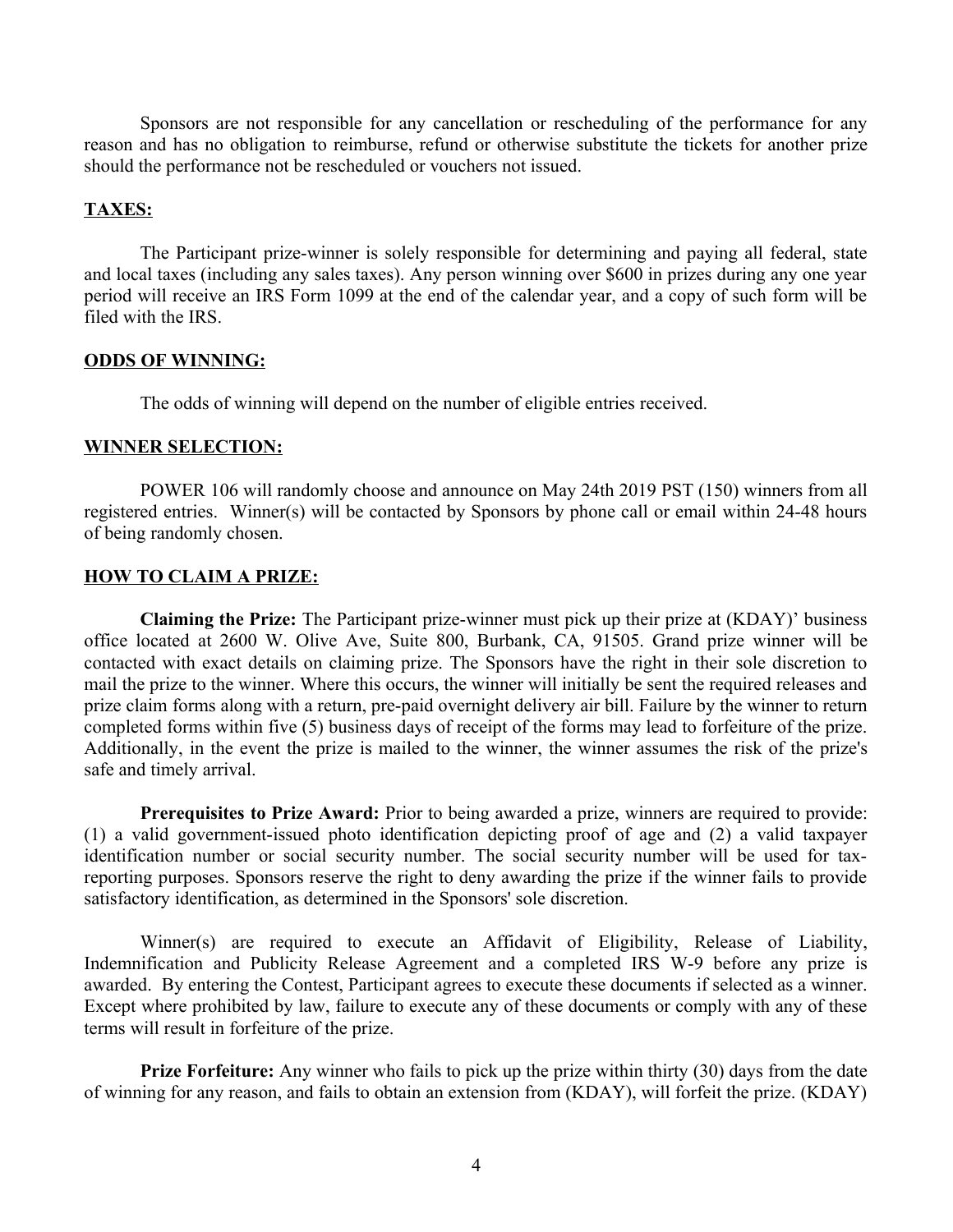Sponsors are not responsible for any cancellation or rescheduling of the performance for any reason and has no obligation to reimburse, refund or otherwise substitute the tickets for another prize should the performance not be rescheduled or vouchers not issued.

## TAXES:

The Participant prize-winner is solely responsible for determining and paying all federal, state and local taxes (including any sales taxes). Any person winning over $600 in prizes during any one year period will receive an IRS Form 1099 at the end of the calendar year, and a copy of such form will be filed with the IRS.

## ODDS OF WINNING:

The odds of winning will depend on the number of eligible entries received.

## WINNER SELECTION:

POWER 106 will randomly choose and announce on May 24th 2019 PST (150) winners from all registered entries. Winner(s) will be contacted by Sponsors by phone call or email within 24-48 hours of being randomly chosen.

## HOW TO CLAIM A PRIZE:

**Claiming the Prize:** The Participant prize-winner must pick up their prize at (KDAY)' business office located at 2600 W. Olive Ave, Suite 800, Burbank, CA, 91505. Grand prize winner will be contacted with exact details on claiming prize. The Sponsors have the right in their sole discretion to mail the prize to the winner. Where this occurs, the winner will initially be sent the required releases and prize claim forms along with a return, pre-paid overnight delivery air bill. Failure by the winner to return completed forms within five (5) business days of receipt of the forms may lead to forfeiture of the prize. Additionally, in the event the prize is mailed to the winner, the winner assumes the risk of the prize's safe and timely arrival.

**Prerequisites to Prize Award:** Prior to being awarded a prize, winners are required to provide: (1) a valid government-issued photo identification depicting proof of age and (2) a valid taxpayer identification number or social security number. The social security number will be used for tax-reporting purposes. Sponsors reserve the right to deny awarding the prize if the winner fails to provide satisfactory identification, as determined in the Sponsors' sole discretion.

Winner(s) are required to execute an Affidavit of Eligibility, Release of Liability, Indemnification and Publicity Release Agreement and a completed IRS W-9 before any prize is awarded. By entering the Contest, Participant agrees to execute these documents if selected as a winner. Except where prohibited by law, failure to execute any of these documents or comply with any of these terms will result in forfeiture of the prize.

**Prize Forfeiture:** Any winner who fails to pick up the prize within thirty (30) days from the date of winning for any reason, and fails to obtain an extension from (KDAY), will forfeit the prize. (KDAY)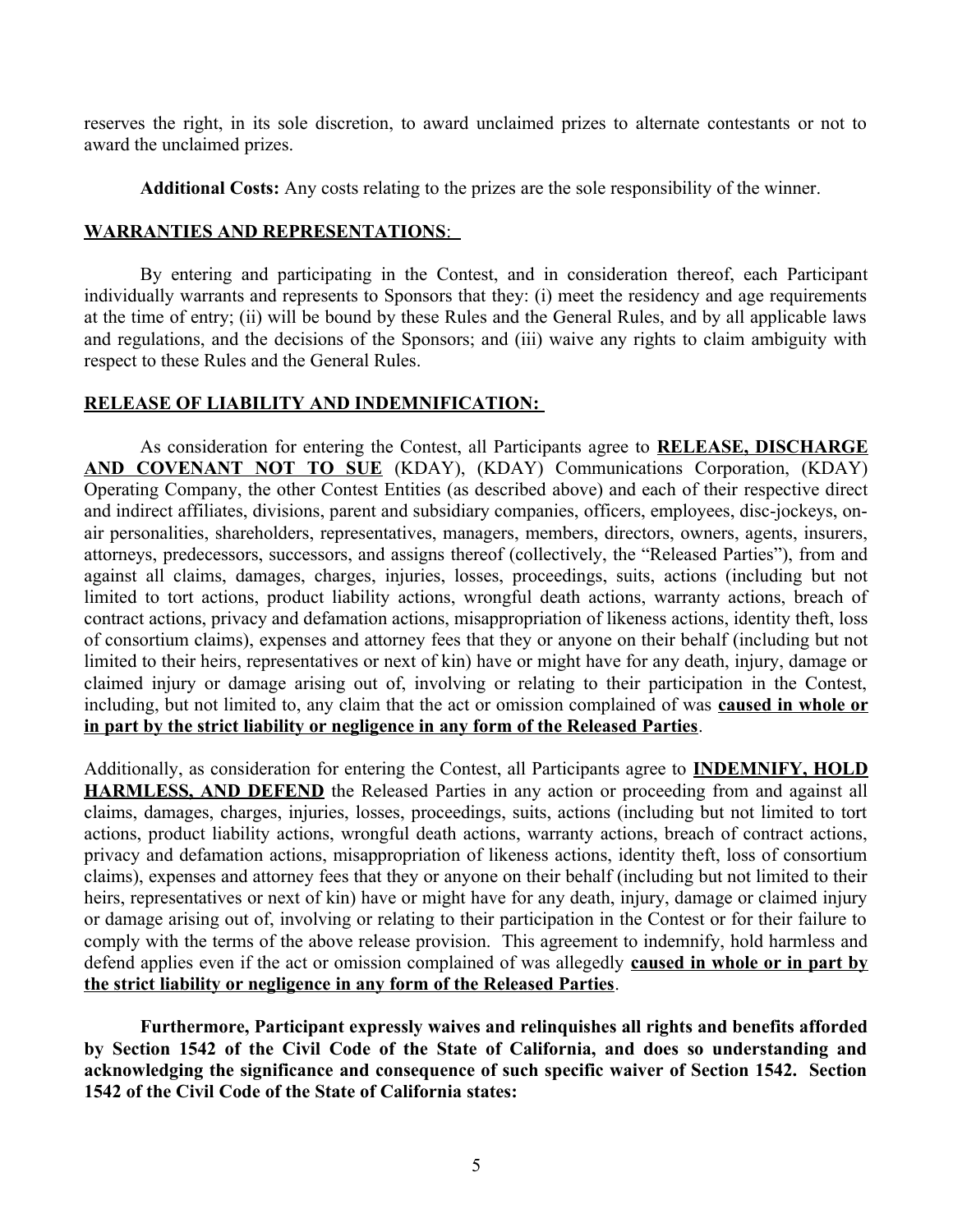reserves the right, in its sole discretion, to award unclaimed prizes to alternate contestants or not to award the unclaimed prizes.

**Additional Costs:** Any costs relating to the prizes are the sole responsibility of the winner.

**WARRANTIES AND REPRESENTATIONS**:

By entering and participating in the Contest, and in consideration thereof, each Participant individually warrants and represents to Sponsors that they: (i) meet the residency and age requirements at the time of entry; (ii) will be bound by these Rules and the General Rules, and by all applicable laws and regulations, and the decisions of the Sponsors; and (iii) waive any rights to claim ambiguity with respect to these Rules and the General Rules.

**RELEASE OF LIABILITY AND INDEMNIFICATION:**

As consideration for entering the Contest, all Participants agree to **RELEASE, DISCHARGE AND COVENANT NOT TO SUE** (KDAY), (KDAY) Communications Corporation, (KDAY) Operating Company, the other Contest Entities (as described above) and each of their respective direct and indirect affiliates, divisions, parent and subsidiary companies, officers, employees, disc-jockeys, on-air personalities, shareholders, representatives, managers, members, directors, owners, agents, insurers, attorneys, predecessors, successors, and assigns thereof (collectively, the "Released Parties"), from and against all claims, damages, charges, injuries, losses, proceedings, suits, actions (including but not limited to tort actions, product liability actions, wrongful death actions, warranty actions, breach of contract actions, privacy and defamation actions, misappropriation of likeness actions, identity theft, loss of consortium claims), expenses and attorney fees that they or anyone on their behalf (including but not limited to their heirs, representatives or next of kin) have or might have for any death, injury, damage or claimed injury or damage arising out of, involving or relating to their participation in the Contest, including, but not limited to, any claim that the act or omission complained of was **caused in whole or in part by the strict liability or negligence in any form of the Released Parties**.

Additionally, as consideration for entering the Contest, all Participants agree to **INDEMNIFY, HOLD HARMLESS, AND DEFEND** the Released Parties in any action or proceeding from and against all claims, damages, charges, injuries, losses, proceedings, suits, actions (including but not limited to tort actions, product liability actions, wrongful death actions, warranty actions, breach of contract actions, privacy and defamation actions, misappropriation of likeness actions, identity theft, loss of consortium claims), expenses and attorney fees that they or anyone on their behalf (including but not limited to their heirs, representatives or next of kin) have or might have for any death, injury, damage or claimed injury or damage arising out of, involving or relating to their participation in the Contest or for their failure to comply with the terms of the above release provision. This agreement to indemnify, hold harmless and defend applies even if the act or omission complained of was allegedly **caused in whole or in part by the strict liability or negligence in any form of the Released Parties**.

**Furthermore, Participant expressly waives and relinquishes all rights and benefits afforded by Section 1542 of the Civil Code of the State of California, and does so understanding and acknowledging the significance and consequence of such specific waiver of Section 1542. Section 1542 of the Civil Code of the State of California states:**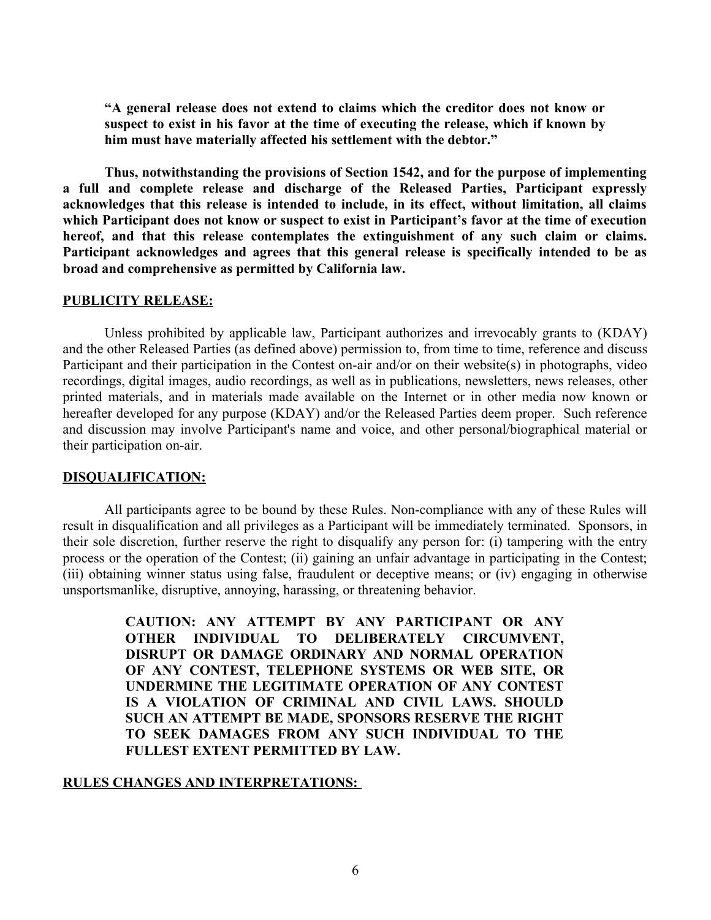**"A general release does not extend to claims which the creditor does not know or suspect to exist in his favor at the time of executing the release, which if known by him must have materially affected his settlement with the debtor."**

**Thus, notwithstanding the provisions of Section 1542, and for the purpose of implementing a full and complete release and discharge of the Released Parties, Participant expressly acknowledges that this release is intended to include, in its effect, without limitation, all claims which Participant does not know or suspect to exist in Participant's favor at the time of execution hereof, and that this release contemplates the extinguishment of any such claim or claims. Participant acknowledges and agrees that this general release is specifically intended to be as broad and comprehensive as permitted by California law.**

**PUBLICITY RELEASE:**

Unless prohibited by applicable law, Participant authorizes and irrevocably grants to (KDAY) and the other Released Parties (as defined above) permission to, from time to time, reference and discuss Participant and their participation in the Contest on-air and/or on their website(s) in photographs, video recordings, digital images, audio recordings, as well as in publications, newsletters, news releases, other printed materials, and in materials made available on the Internet or in other media now known or hereafter developed for any purpose (KDAY) and/or the Released Parties deem proper. Such reference and discussion may involve Participant's name and voice, and other personal/biographical material or their participation on-air.

**DISQUALIFICATION:**

All participants agree to be bound by these Rules. Non-compliance with any of these Rules will result in disqualification and all privileges as a Participant will be immediately terminated. Sponsors, in their sole discretion, further reserve the right to disqualify any person for: (i) tampering with the entry process or the operation of the Contest; (ii) gaining an unfair advantage in participating in the Contest; (iii) obtaining winner status using false, fraudulent or deceptive means; or (iv) engaging in otherwise unsportsmanlike, disruptive, annoying, harassing, or threatening behavior.

**CAUTION: ANY ATTEMPT BY ANY PARTICIPANT OR ANY OTHER INDIVIDUAL TO DELIBERATELY CIRCUMVENT, DISRUPT OR DAMAGE ORDINARY AND NORMAL OPERATION OF ANY CONTEST, TELEPHONE SYSTEMS OR WEB SITE, OR UNDERMINE THE LEGITIMATE OPERATION OF ANY CONTEST IS A VIOLATION OF CRIMINAL AND CIVIL LAWS. SHOULD SUCH AN ATTEMPT BE MADE, SPONSORS RESERVE THE RIGHT TO SEEK DAMAGES FROM ANY SUCH INDIVIDUAL TO THE FULLEST EXTENT PERMITTED BY LAW.**

**RULES CHANGES AND INTERPRETATIONS:**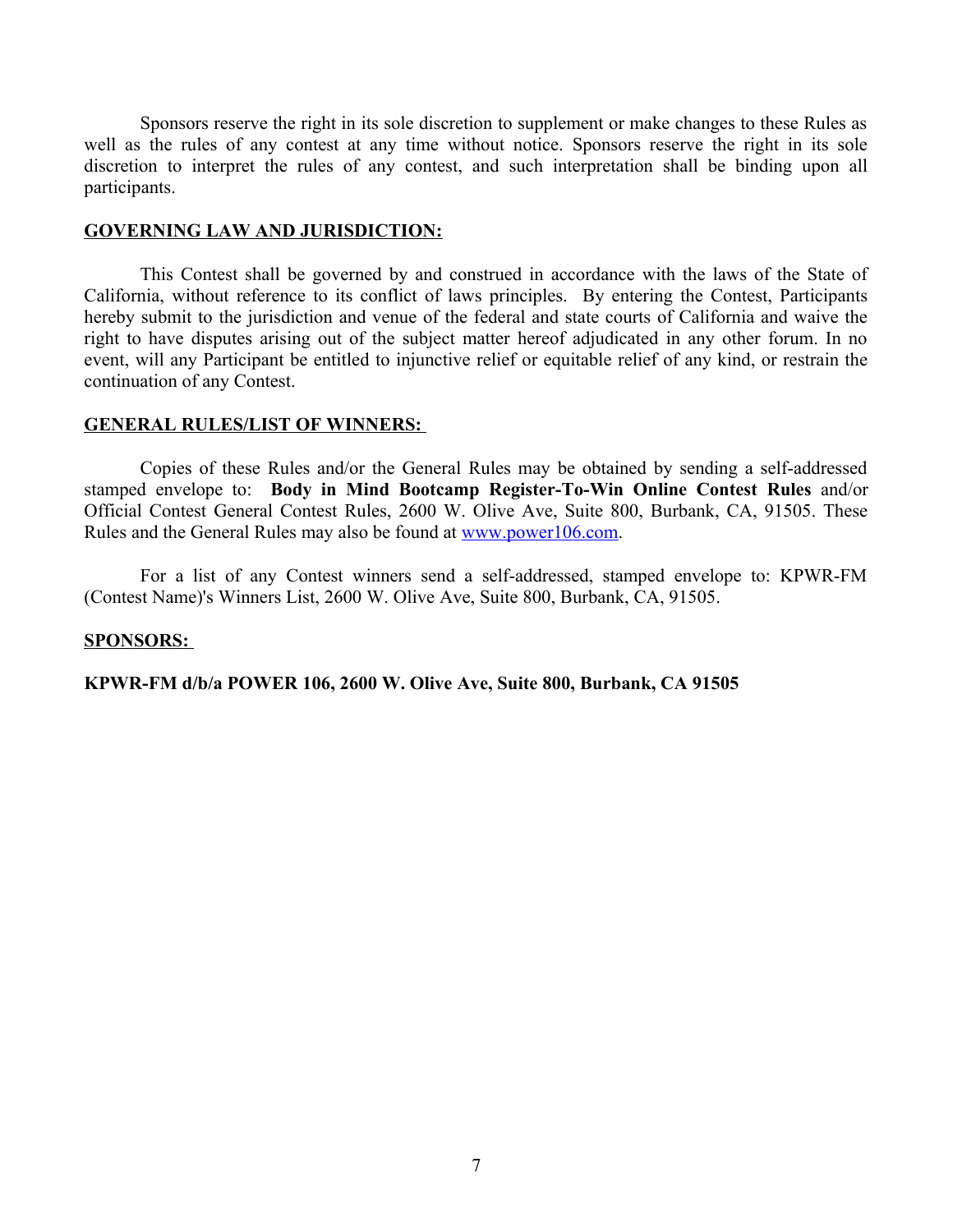Sponsors reserve the right in its sole discretion to supplement or make changes to these Rules as well as the rules of any contest at any time without notice. Sponsors reserve the right in its sole discretion to interpret the rules of any contest, and such interpretation shall be binding upon all participants.

## GOVERNING LAW AND JURISDICTION:

This Contest shall be governed by and construed in accordance with the laws of the State of California, without reference to its conflict of laws principles. By entering the Contest, Participants hereby submit to the jurisdiction and venue of the federal and state courts of California and waive the right to have disputes arising out of the subject matter hereof adjudicated in any other forum. In no event, will any Participant be entitled to injunctive relief or equitable relief of any kind, or restrain the continuation of any Contest.

## GENERAL RULES/LIST OF WINNERS:

Copies of these Rules and/or the General Rules may be obtained by sending a self-addressed stamped envelope to: **Body in Mind Bootcamp Register-To-Win Online Contest Rules** and/or Official Contest General Contest Rules, 2600 W. Olive Ave, Suite 800, Burbank, CA, 91505. These Rules and the General Rules may also be found at www.power106.com.

For a list of any Contest winners send a self-addressed, stamped envelope to: KPWR-FM (Contest Name)'s Winners List, 2600 W. Olive Ave, Suite 800, Burbank, CA, 91505.

## SPONSORS:

**KPWR-FM d/b/a POWER 106, 2600 W. Olive Ave, Suite 800, Burbank, CA 91505**